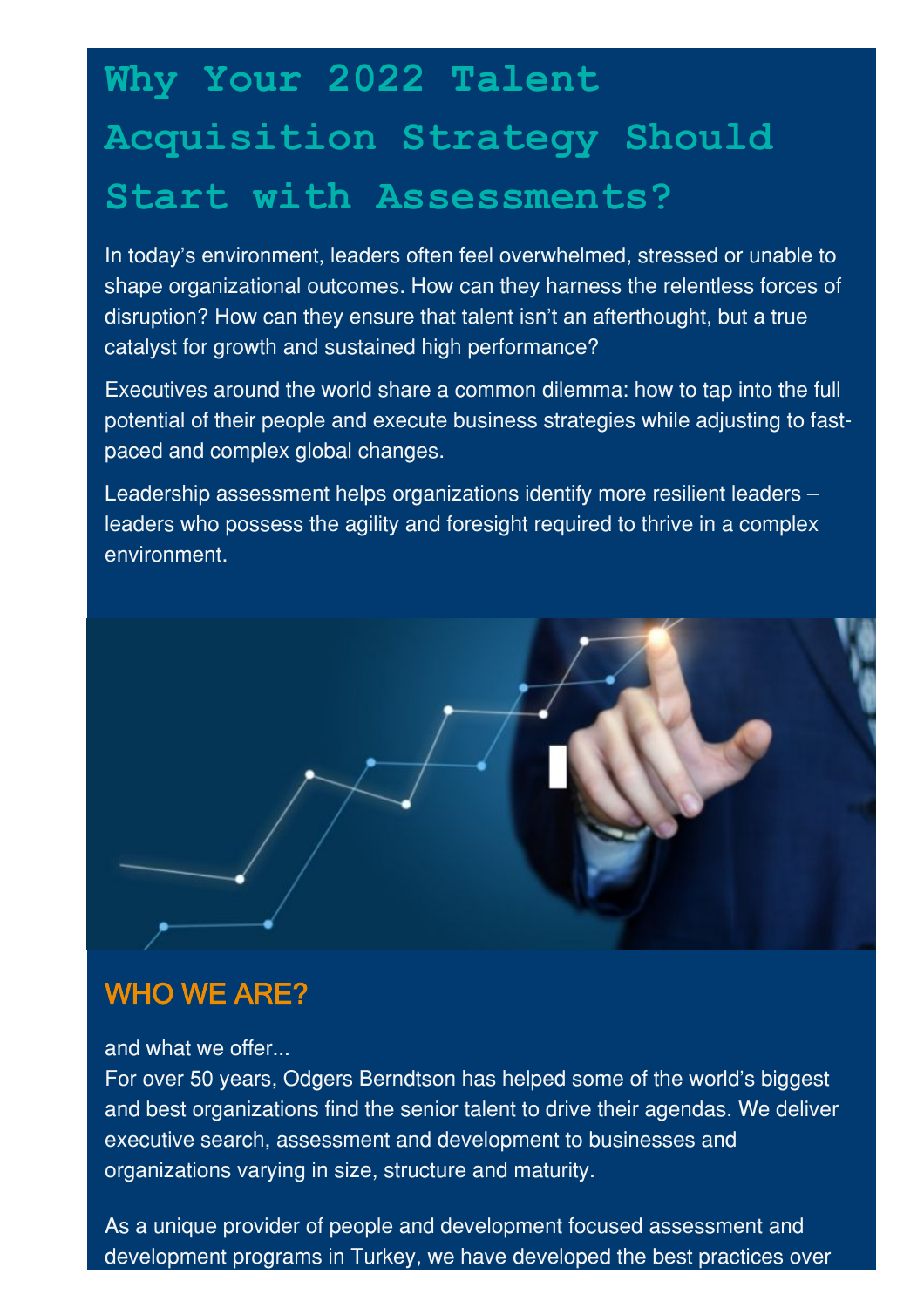# Why Your 2022 Talent Acquisition Strategy Should Start with Assessments?

In today's environment, leaders often feel overwhelmed, stressed or unable to shape organizational outcomes. How can they harness the relentless forces of disruption? How can they ensure that talent isn't an afterthought, but a true catalyst for growth and sustained high performance?

Executives around the world share a common dilemma: how to tap into the full potential of their people and execute business strategies while adjusting to fast-paced and complex global changes.

Leadership assessment helps organizations identify more resilient leaders – leaders who possess the agility and foresight required to thrive in a complex environment.

## WHO WE ARE?

and what we offer...

For over 50 years, Odgers Berndtson has helped some of the world's biggest and best organizations find the senior talent to drive their agendas. We deliver executive search, assessment and development to businesses and organizations varying in size, structure and maturity.

As a unique provider of people and development focused assessment and development programs in Turkey, we have developed the best practices over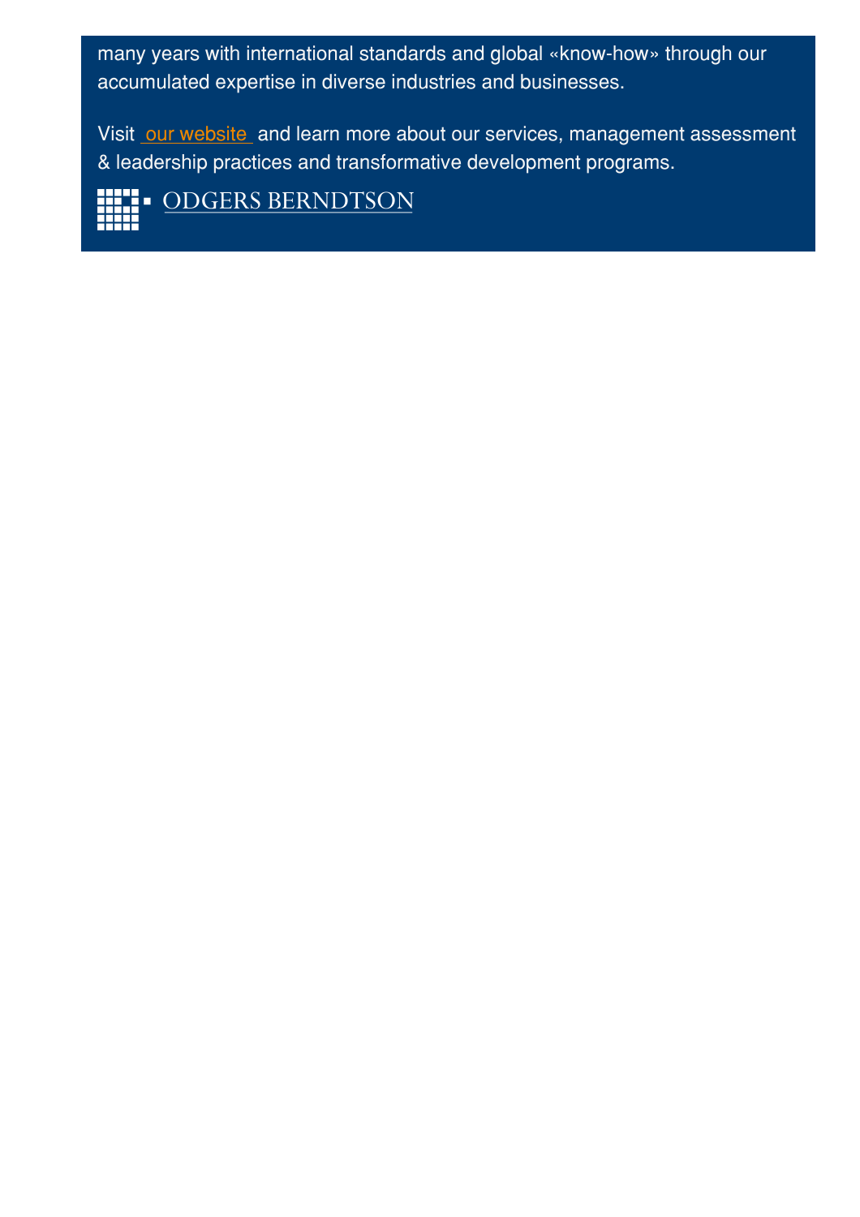many years with international standards and global «know-how» through our accumulated expertise in diverse industries and businesses.

Visit our website and learn more about our services, management assessment & leadership practices and transformative development programs.

ODGERS BERNDTSON